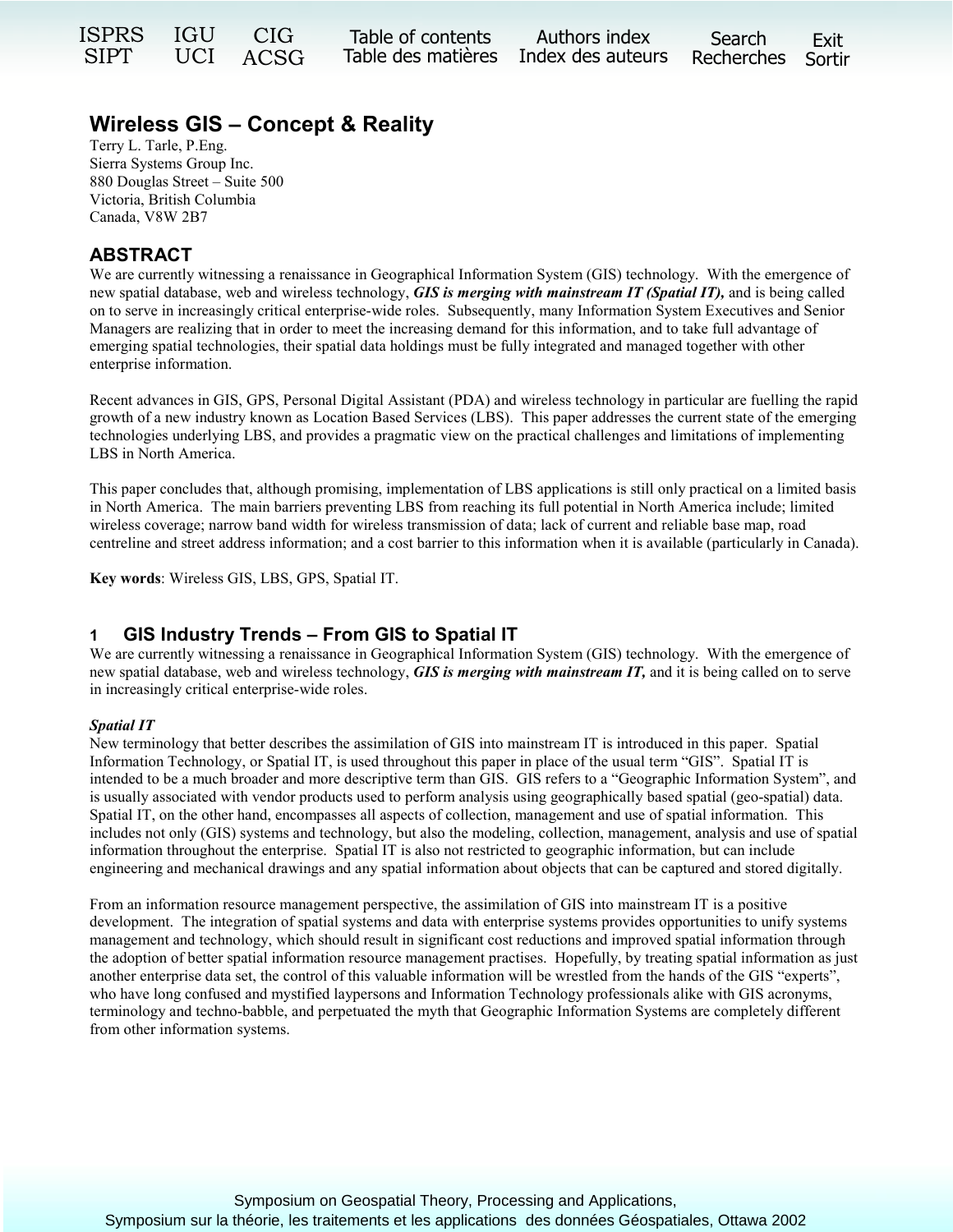# Wireless GIS – Concept & Reality

Terry L. Tarle, P.Eng.
Sierra Systems Group Inc.
880 Douglas Street – Suite 500
Victoria, British Columbia
Canada, V8W 2B7

## ABSTRACT

We are currently witnessing a renaissance in Geographical Information System (GIS) technology. With the emergence of new spatial database, web and wireless technology, ***GIS is merging with mainstream IT (Spatial IT),*** and is being called on to serve in increasingly critical enterprise-wide roles. Subsequently, many Information System Executives and Senior Managers are realizing that in order to meet the increasing demand for this information, and to take full advantage of emerging spatial technologies, their spatial data holdings must be fully integrated and managed together with other enterprise information.

Recent advances in GIS, GPS, Personal Digital Assistant (PDA) and wireless technology in particular are fuelling the rapid growth of a new industry known as Location Based Services (LBS). This paper addresses the current state of the emerging technologies underlying LBS, and provides a pragmatic view on the practical challenges and limitations of implementing LBS in North America.

This paper concludes that, although promising, implementation of LBS applications is still only practical on a limited basis in North America. The main barriers preventing LBS from reaching its full potential in North America include; limited wireless coverage; narrow band width for wireless transmission of data; lack of current and reliable base map, road centreline and street address information; and a cost barrier to this information when it is available (particularly in Canada).

**Key words**: Wireless GIS, LBS, GPS, Spatial IT.

## 1 GIS Industry Trends – From GIS to Spatial IT

We are currently witnessing a renaissance in Geographical Information System (GIS) technology. With the emergence of new spatial database, web and wireless technology, ***GIS is merging with mainstream IT,*** and it is being called on to serve in increasingly critical enterprise-wide roles.

***Spatial IT***

New terminology that better describes the assimilation of GIS into mainstream IT is introduced in this paper. Spatial Information Technology, or Spatial IT, is used throughout this paper in place of the usual term "GIS". Spatial IT is intended to be a much broader and more descriptive term than GIS. GIS refers to a "Geographic Information System", and is usually associated with vendor products used to perform analysis using geographically based spatial (geo-spatial) data. Spatial IT, on the other hand, encompasses all aspects of collection, management and use of spatial information. This includes not only (GIS) systems and technology, but also the modeling, collection, management, analysis and use of spatial information throughout the enterprise. Spatial IT is also not restricted to geographic information, but can include engineering and mechanical drawings and any spatial information about objects that can be captured and stored digitally.

From an information resource management perspective, the assimilation of GIS into mainstream IT is a positive development. The integration of spatial systems and data with enterprise systems provides opportunities to unify systems management and technology, which should result in significant cost reductions and improved spatial information through the adoption of better spatial information resource management practises. Hopefully, by treating spatial information as just another enterprise data set, the control of this valuable information will be wrestled from the hands of the GIS "experts", who have long confused and mystified laypersons and Information Technology professionals alike with GIS acronyms, terminology and techno-babble, and perpetuated the myth that Geographic Information Systems are completely different from other information systems.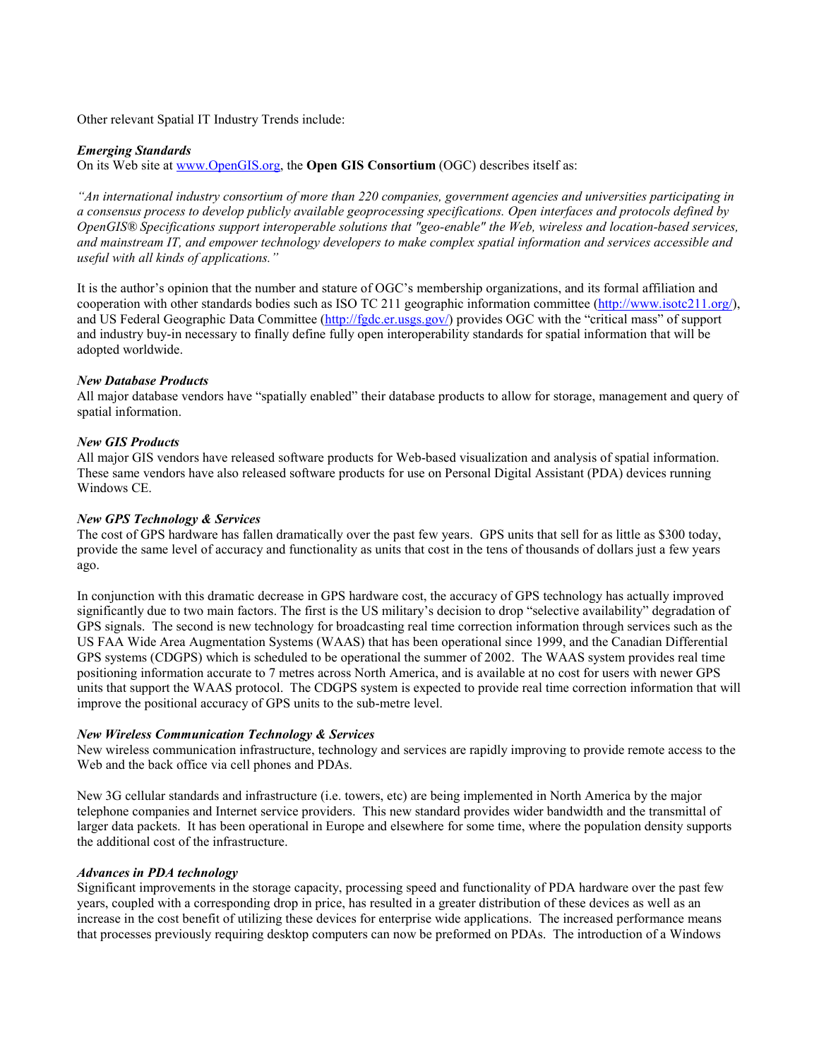Other relevant Spatial IT Industry Trends include:

***Emerging Standards***

On its Web site at [www.OpenGIS.org](http://www.OpenGIS.org), the **Open GIS Consortium** (OGC) describes itself as:

*"An international industry consortium of more than 220 companies, government agencies and universities participating in a consensus process to develop publicly available geoprocessing specifications. Open interfaces and protocols defined by OpenGIS® Specifications support interoperable solutions that "geo-enable" the Web, wireless and location-based services, and mainstream IT, and empower technology developers to make complex spatial information and services accessible and useful with all kinds of applications."*

It is the author's opinion that the number and stature of OGC's membership organizations, and its formal affiliation and cooperation with other standards bodies such as ISO TC 211 geographic information committee ([http://www.isotc211.org/](http://www.isotc211.org/)), and US Federal Geographic Data Committee ([http://fgdc.er.usgs.gov/](http://fgdc.er.usgs.gov/)) provides OGC with the "critical mass" of support and industry buy-in necessary to finally define fully open interoperability standards for spatial information that will be adopted worldwide.

***New Database Products***

All major database vendors have "spatially enabled" their database products to allow for storage, management and query of spatial information.

***New GIS Products***

All major GIS vendors have released software products for Web-based visualization and analysis of spatial information. These same vendors have also released software products for use on Personal Digital Assistant (PDA) devices running Windows CE.

***New GPS Technology & Services***

The cost of GPS hardware has fallen dramatically over the past few years. GPS units that sell for as little as $300 today, provide the same level of accuracy and functionality as units that cost in the tens of thousands of dollars just a few years ago.

In conjunction with this dramatic decrease in GPS hardware cost, the accuracy of GPS technology has actually improved significantly due to two main factors. The first is the US military's decision to drop "selective availability" degradation of GPS signals. The second is new technology for broadcasting real time correction information through services such as the US FAA Wide Area Augmentation Systems (WAAS) that has been operational since 1999, and the Canadian Differential GPS systems (CDGPS) which is scheduled to be operational the summer of 2002. The WAAS system provides real time positioning information accurate to 7 metres across North America, and is available at no cost for users with newer GPS units that support the WAAS protocol. The CDGPS system is expected to provide real time correction information that will improve the positional accuracy of GPS units to the sub-metre level.

***New Wireless Communication Technology & Services***

New wireless communication infrastructure, technology and services are rapidly improving to provide remote access to the Web and the back office via cell phones and PDAs.

New 3G cellular standards and infrastructure (i.e. towers, etc) are being implemented in North America by the major telephone companies and Internet service providers. This new standard provides wider bandwidth and the transmittal of larger data packets. It has been operational in Europe and elsewhere for some time, where the population density supports the additional cost of the infrastructure.

***Advances in PDA technology***

Significant improvements in the storage capacity, processing speed and functionality of PDA hardware over the past few years, coupled with a corresponding drop in price, has resulted in a greater distribution of these devices as well as an increase in the cost benefit of utilizing these devices for enterprise wide applications. The increased performance means that processes previously requiring desktop computers can now be preformed on PDAs. The introduction of a Windows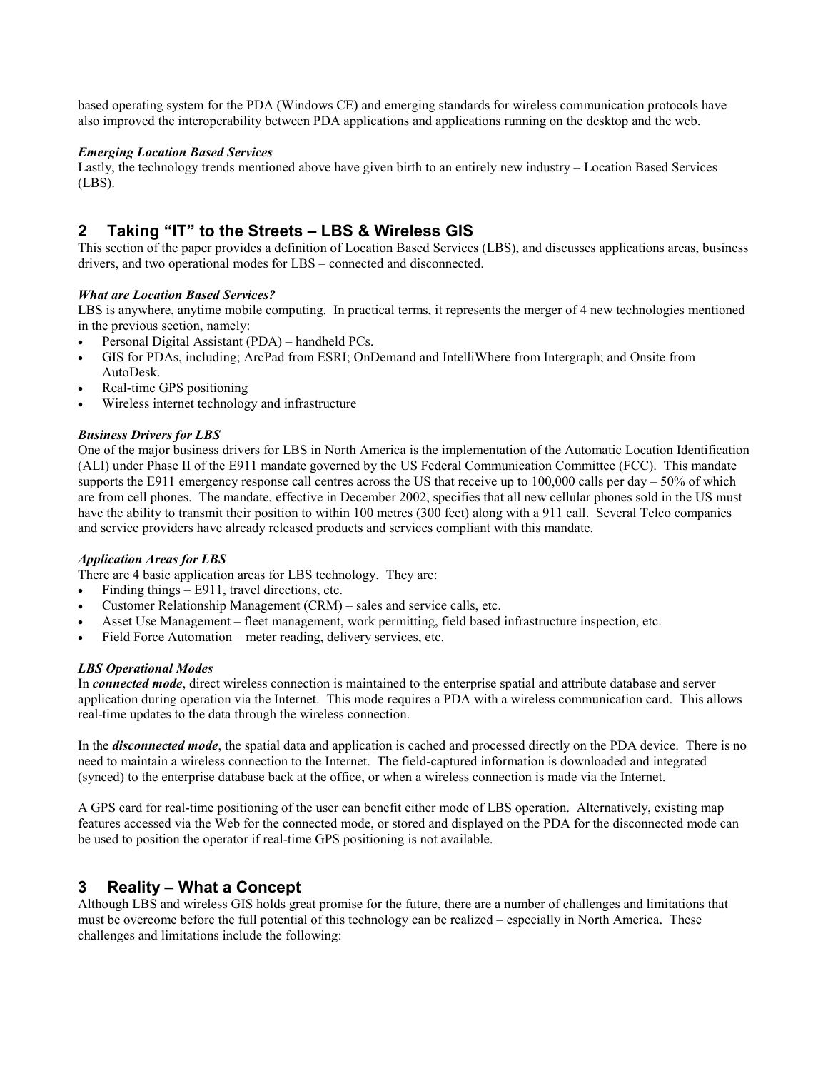based operating system for the PDA (Windows CE) and emerging standards for wireless communication protocols have also improved the interoperability between PDA applications and applications running on the desktop and the web.

***Emerging Location Based Services***

Lastly, the technology trends mentioned above have given birth to an entirely new industry – Location Based Services (LBS).

## 2 Taking "IT" to the Streets – LBS & Wireless GIS

This section of the paper provides a definition of Location Based Services (LBS), and discusses applications areas, business drivers, and two operational modes for LBS – connected and disconnected.

***What are Location Based Services?***

LBS is anywhere, anytime mobile computing. In practical terms, it represents the merger of 4 new technologies mentioned in the previous section, namely:

- Personal Digital Assistant (PDA) – handheld PCs.
- GIS for PDAs, including; ArcPad from ESRI; OnDemand and IntelliWhere from Intergraph; and Onsite from AutoDesk.
- Real-time GPS positioning
- Wireless internet technology and infrastructure

***Business Drivers for LBS***

One of the major business drivers for LBS in North America is the implementation of the Automatic Location Identification (ALI) under Phase II of the E911 mandate governed by the US Federal Communication Committee (FCC). This mandate supports the E911 emergency response call centres across the US that receive up to 100,000 calls per day – 50% of which are from cell phones. The mandate, effective in December 2002, specifies that all new cellular phones sold in the US must have the ability to transmit their position to within 100 metres (300 feet) along with a 911 call. Several Telco companies and service providers have already released products and services compliant with this mandate.

***Application Areas for LBS***

There are 4 basic application areas for LBS technology. They are:

- Finding things – E911, travel directions, etc.
- Customer Relationship Management (CRM) – sales and service calls, etc.
- Asset Use Management – fleet management, work permitting, field based infrastructure inspection, etc.
- Field Force Automation – meter reading, delivery services, etc.

***LBS Operational Modes***

In ***connected mode***, direct wireless connection is maintained to the enterprise spatial and attribute database and server application during operation via the Internet. This mode requires a PDA with a wireless communication card. This allows real-time updates to the data through the wireless connection.

In the ***disconnected mode***, the spatial data and application is cached and processed directly on the PDA device. There is no need to maintain a wireless connection to the Internet. The field-captured information is downloaded and integrated (synced) to the enterprise database back at the office, or when a wireless connection is made via the Internet.

A GPS card for real-time positioning of the user can benefit either mode of LBS operation. Alternatively, existing map features accessed via the Web for the connected mode, or stored and displayed on the PDA for the disconnected mode can be used to position the operator if real-time GPS positioning is not available.

## 3 Reality – What a Concept

Although LBS and wireless GIS holds great promise for the future, there are a number of challenges and limitations that must be overcome before the full potential of this technology can be realized – especially in North America. These challenges and limitations include the following: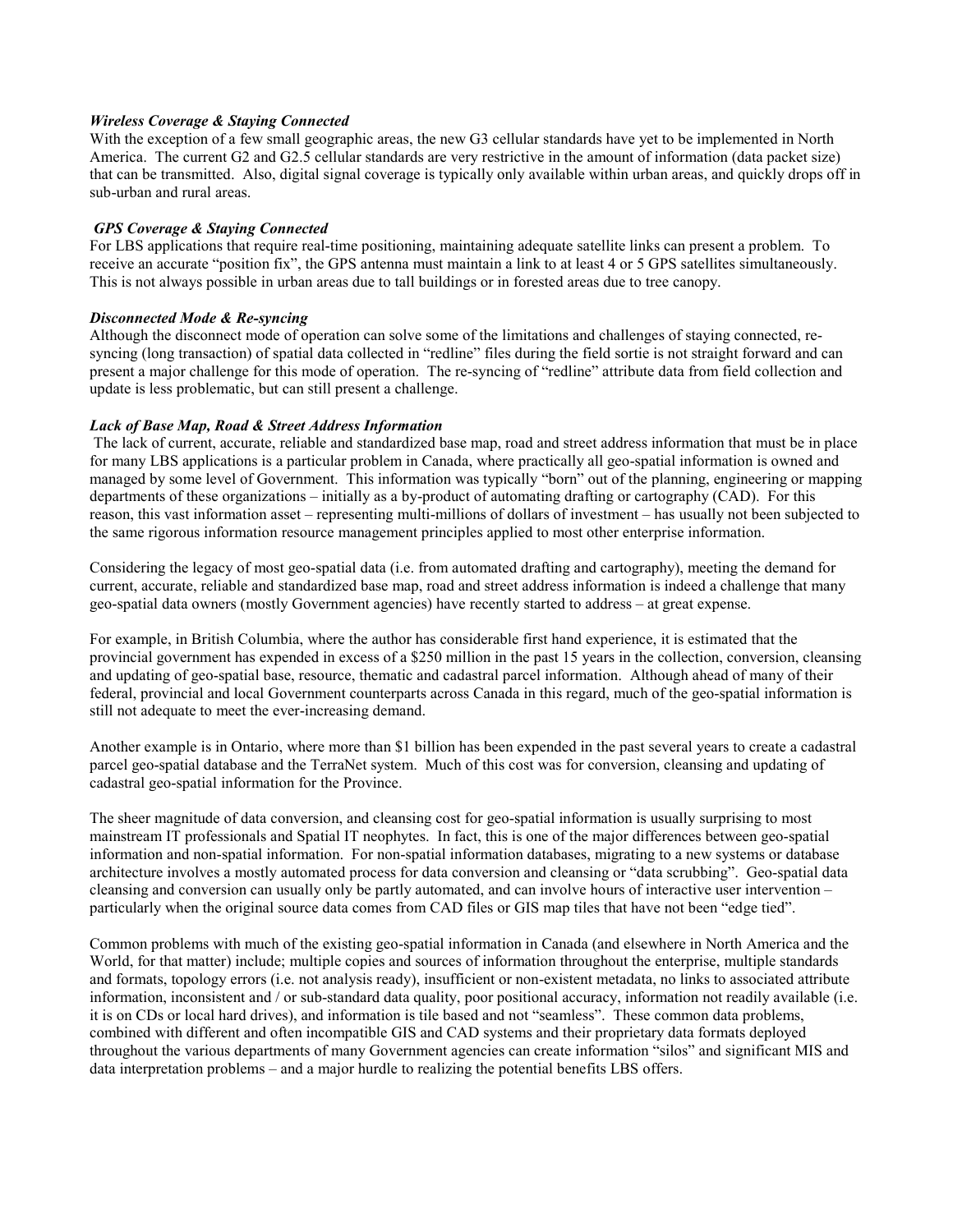#### *Wireless Coverage & Staying Connected*

With the exception of a few small geographic areas, the new G3 cellular standards have yet to be implemented in North America. The current G2 and G2.5 cellular standards are very restrictive in the amount of information (data packet size) that can be transmitted. Also, digital signal coverage is typically only available within urban areas, and quickly drops off in sub-urban and rural areas.

#### *GPS Coverage & Staying Connected*

For LBS applications that require real-time positioning, maintaining adequate satellite links can present a problem. To receive an accurate "position fix", the GPS antenna must maintain a link to at least 4 or 5 GPS satellites simultaneously. This is not always possible in urban areas due to tall buildings or in forested areas due to tree canopy.

#### *Disconnected Mode & Re-syncing*

Although the disconnect mode of operation can solve some of the limitations and challenges of staying connected, re-syncing (long transaction) of spatial data collected in "redline" files during the field sortie is not straight forward and can present a major challenge for this mode of operation. The re-syncing of "redline" attribute data from field collection and update is less problematic, but can still present a challenge.

#### *Lack of Base Map, Road & Street Address Information*

The lack of current, accurate, reliable and standardized base map, road and street address information that must be in place for many LBS applications is a particular problem in Canada, where practically all geo-spatial information is owned and managed by some level of Government. This information was typically "born" out of the planning, engineering or mapping departments of these organizations – initially as a by-product of automating drafting or cartography (CAD). For this reason, this vast information asset – representing multi-millions of dollars of investment – has usually not been subjected to the same rigorous information resource management principles applied to most other enterprise information.

Considering the legacy of most geo-spatial data (i.e. from automated drafting and cartography), meeting the demand for current, accurate, reliable and standardized base map, road and street address information is indeed a challenge that many geo-spatial data owners (mostly Government agencies) have recently started to address – at great expense.

For example, in British Columbia, where the author has considerable first hand experience, it is estimated that the provincial government has expended in excess of a $250 million in the past 15 years in the collection, conversion, cleansing and updating of geo-spatial base, resource, thematic and cadastral parcel information. Although ahead of many of their federal, provincial and local Government counterparts across Canada in this regard, much of the geo-spatial information is still not adequate to meet the ever-increasing demand.

Another example is in Ontario, where more than $1 billion has been expended in the past several years to create a cadastral parcel geo-spatial database and the TerraNet system. Much of this cost was for conversion, cleansing and updating of cadastral geo-spatial information for the Province.

The sheer magnitude of data conversion, and cleansing cost for geo-spatial information is usually surprising to most mainstream IT professionals and Spatial IT neophytes. In fact, this is one of the major differences between geo-spatial information and non-spatial information. For non-spatial information databases, migrating to a new systems or database architecture involves a mostly automated process for data conversion and cleansing or "data scrubbing". Geo-spatial data cleansing and conversion can usually only be partly automated, and can involve hours of interactive user intervention – particularly when the original source data comes from CAD files or GIS map tiles that have not been "edge tied".

Common problems with much of the existing geo-spatial information in Canada (and elsewhere in North America and the World, for that matter) include; multiple copies and sources of information throughout the enterprise, multiple standards and formats, topology errors (i.e. not analysis ready), insufficient or non-existent metadata, no links to associated attribute information, inconsistent and / or sub-standard data quality, poor positional accuracy, information not readily available (i.e. it is on CDs or local hard drives), and information is tile based and not "seamless". These common data problems, combined with different and often incompatible GIS and CAD systems and their proprietary data formats deployed throughout the various departments of many Government agencies can create information "silos" and significant MIS and data interpretation problems – and a major hurdle to realizing the potential benefits LBS offers.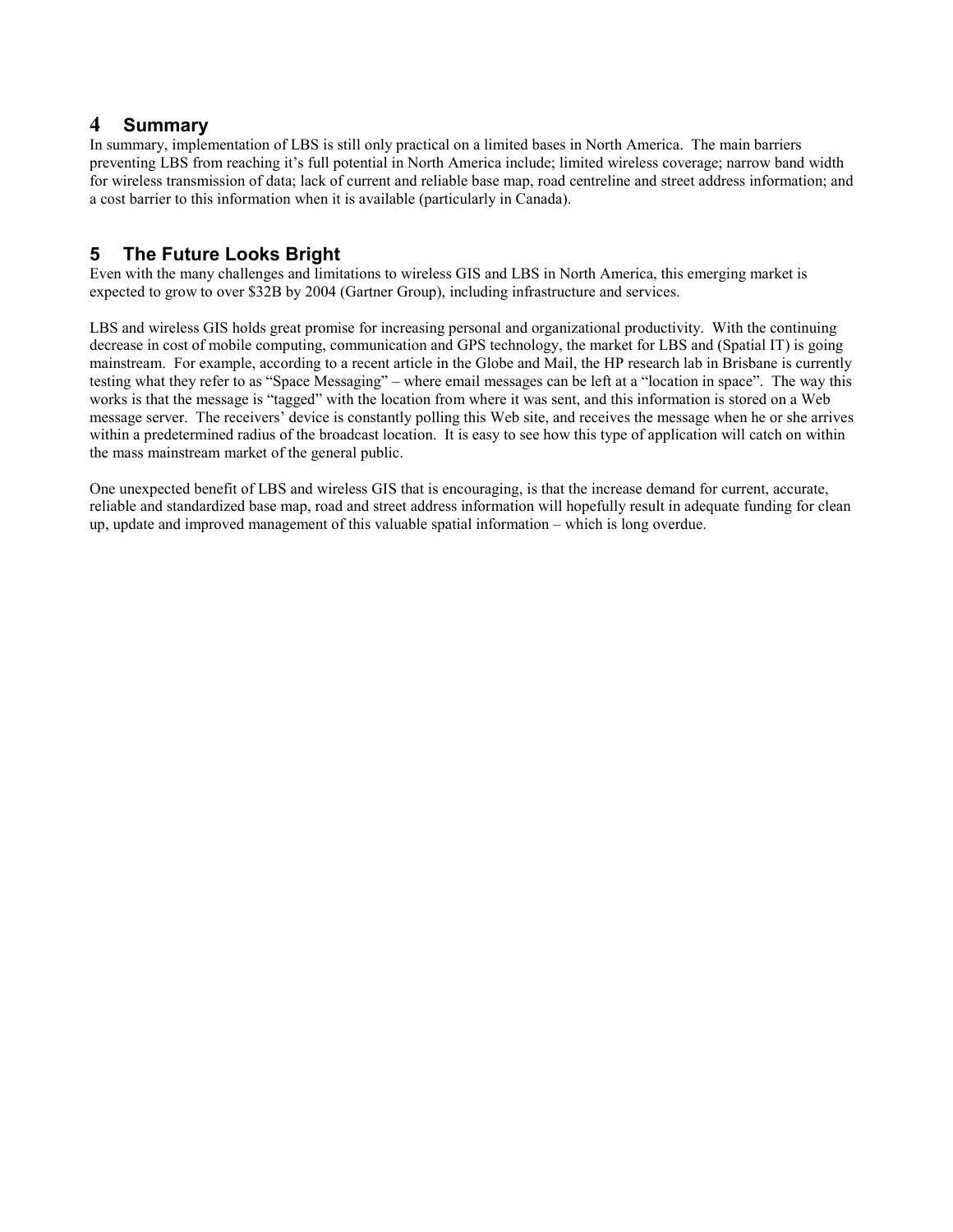## 4 Summary

In summary, implementation of LBS is still only practical on a limited bases in North America. The main barriers preventing LBS from reaching it's full potential in North America include; limited wireless coverage; narrow band width for wireless transmission of data; lack of current and reliable base map, road centreline and street address information; and a cost barrier to this information when it is available (particularly in Canada).

## 5 The Future Looks Bright

Even with the many challenges and limitations to wireless GIS and LBS in North America, this emerging market is expected to grow to over $32B by 2004 (Gartner Group), including infrastructure and services.

LBS and wireless GIS holds great promise for increasing personal and organizational productivity. With the continuing decrease in cost of mobile computing, communication and GPS technology, the market for LBS and (Spatial IT) is going mainstream. For example, according to a recent article in the Globe and Mail, the HP research lab in Brisbane is currently testing what they refer to as "Space Messaging" – where email messages can be left at a "location in space". The way this works is that the message is "tagged" with the location from where it was sent, and this information is stored on a Web message server. The receivers' device is constantly polling this Web site, and receives the message when he or she arrives within a predetermined radius of the broadcast location. It is easy to see how this type of application will catch on within the mass mainstream market of the general public.

One unexpected benefit of LBS and wireless GIS that is encouraging, is that the increase demand for current, accurate, reliable and standardized base map, road and street address information will hopefully result in adequate funding for clean up, update and improved management of this valuable spatial information – which is long overdue.